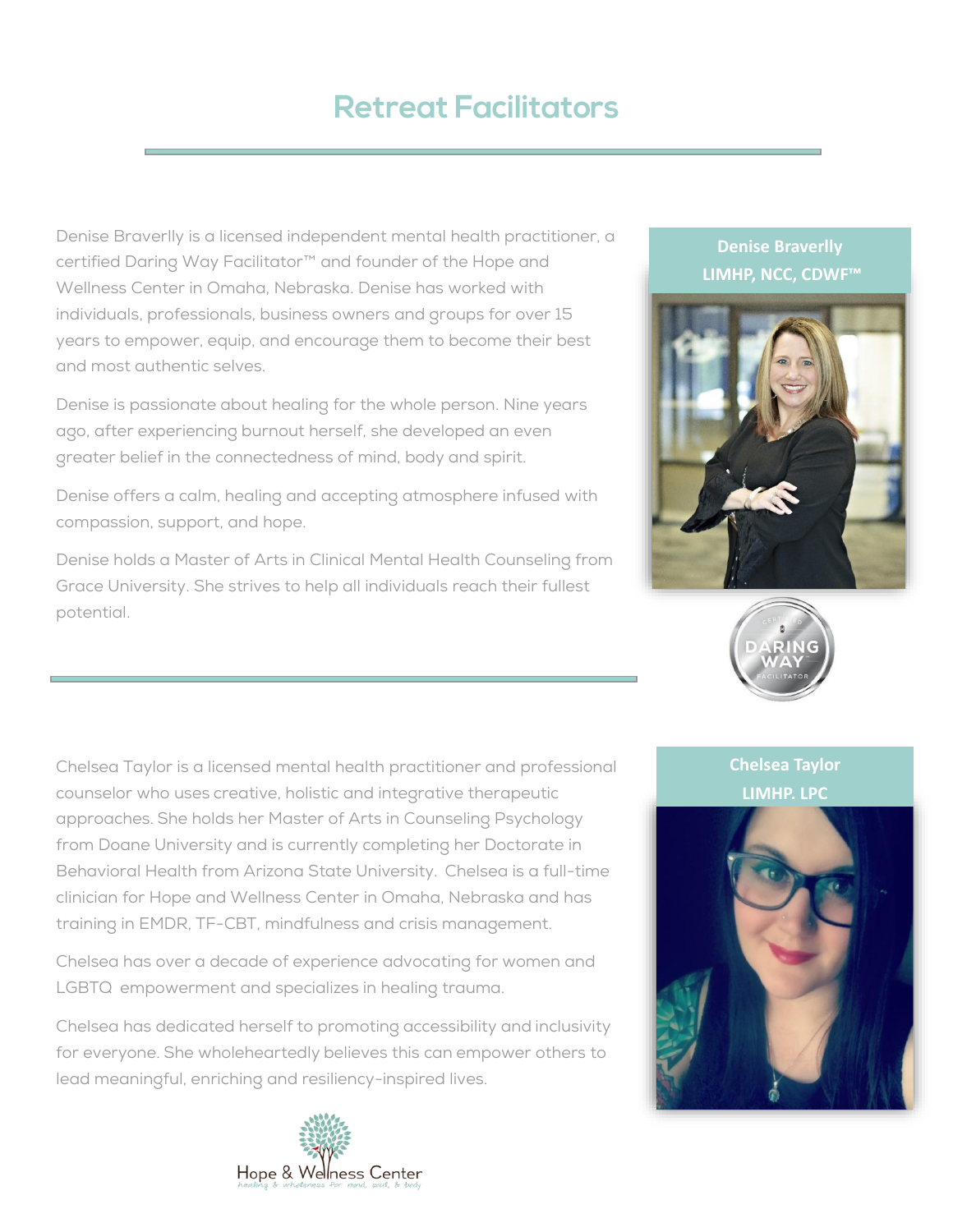# Retreat Facilitators

**Denise Braverlly**
**LIMHP, NCC, CDWF™**

Denise Braverlly is a licensed independent mental health practitioner, a certified Daring Way Facilitator™ and founder of the Hope and Wellness Center in Omaha, Nebraska. Denise has worked with individuals, professionals, business owners and groups for over 15 years to empower, equip, and encourage them to become their best and most authentic selves.

Denise is passionate about healing for the whole person. Nine years ago, after experiencing burnout herself, she developed an even greater belief in the connectedness of mind, body and spirit.

Denise offers a calm, healing and accepting atmosphere infused with compassion, support, and hope.

Denise holds a Master of Arts in Clinical Mental Health Counseling from Grace University. She strives to help all individuals reach their fullest potential.

---

**Chelsea Taylor**
**LIMHP. LPC**

Chelsea Taylor is a licensed mental health practitioner and professional counselor who uses creative, holistic and integrative therapeutic approaches. She holds her Master of Arts in Counseling Psychology from Doane University and is currently completing her Doctorate in Behavioral Health from Arizona State University. Chelsea is a full-time clinician for Hope and Wellness Center in Omaha, Nebraska and has training in EMDR, TF-CBT, mindfulness and crisis management.

Chelsea has over a decade of experience advocating for women and LGBTQ empowerment and specializes in healing trauma.

Chelsea has dedicated herself to promoting accessibility and inclusivity for everyone. She wholeheartedly believes this can empower others to lead meaningful, enriching and resiliency-inspired lives.

Hope & Wellness Center
*healing & wholeness for mind, soul, & body*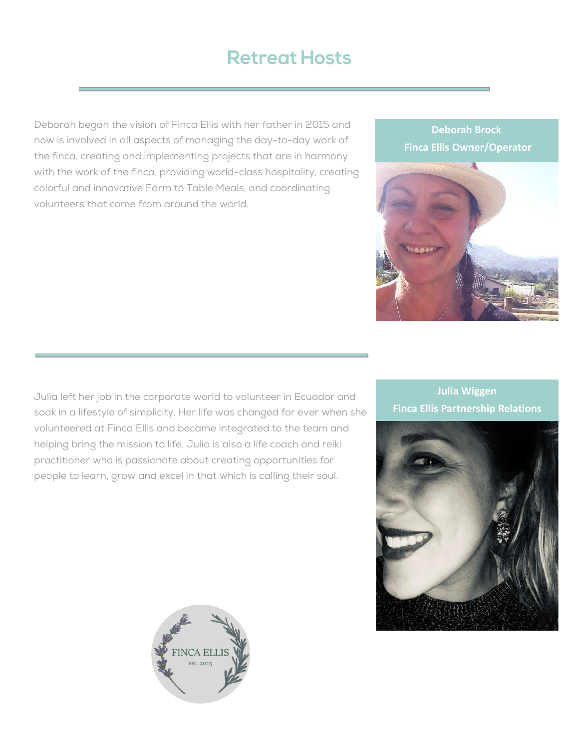# Retreat Hosts

Deborah began the vision of Finca Ellis with her father in 2015 and now is involved in all aspects of managing the day-to-day work of the finca, creating and implementing projects that are in harmony with the work of the finca, providing world-class hospitality, creating colorful and innovative Farm to Table Meals, and coordinating volunteers that come from around the world.

**Deborah Brock**
**Finca Ellis Owner/Operator**

---

Julia left her job in the corporate world to volunteer in Ecuador and soak in a lifestyle of simplicity. Her life was changed for ever when she volunteered at Finca Ellis and became integrated to the team and helping bring the mission to life. Julia is also a life coach and reiki practitioner who is passionate about creating opportunities for people to learn, grow and excel in that which is calling their soul.

**Julia Wiggen**
**Finca Ellis Partnership Relations**

FINCA ELLIS
est. 2015